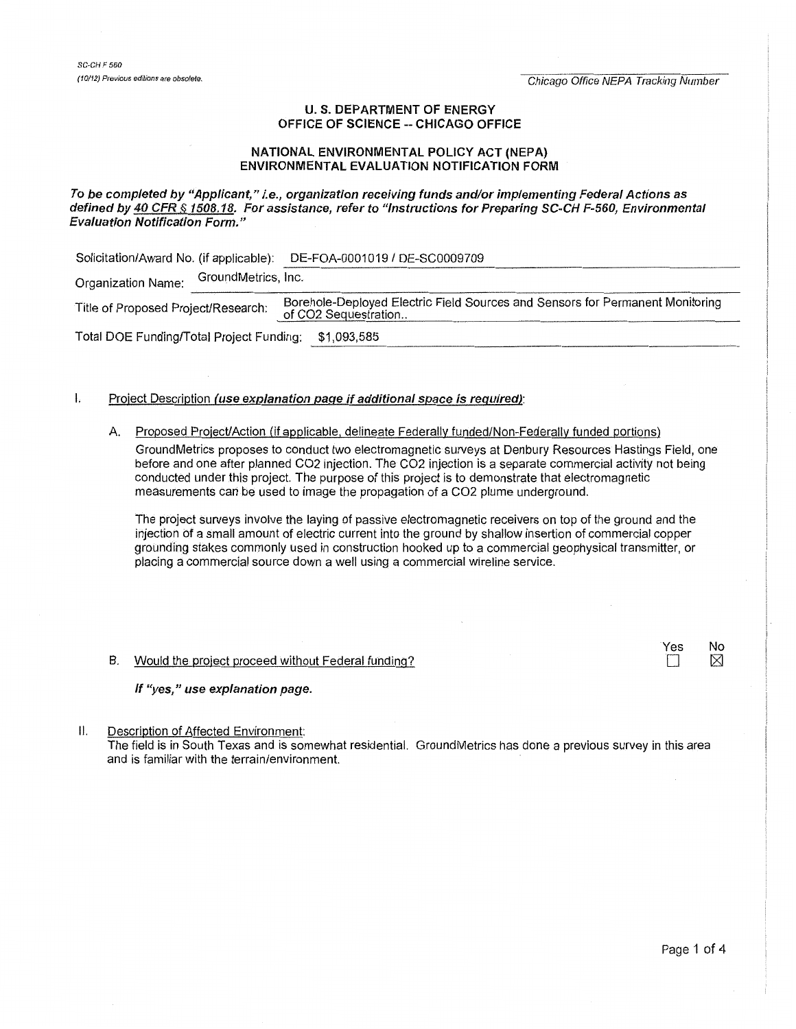SC-CH F 560
(10/12) Previous editions are obsolete.

Chicago Office NEPA Tracking Number

## U. S. DEPARTMENT OF ENERGY
## OFFICE OF SCIENCE -- CHICAGO OFFICE

### NATIONAL ENVIRONMENTAL POLICY ACT (NEPA)
### ENVIRONMENTAL EVALUATION NOTIFICATION FORM

***To be completed by "Applicant," i.e., organization receiving funds and/or implementing Federal Actions as defined by 40 CFR § 1508.18. For assistance, refer to "Instructions for Preparing SC-CH F-560, Environmental Evaluation Notification Form."***

Solicitation/Award No. (if applicable): DE-FOA-0001019 / DE-SC0009709

Organization Name: GroundMetrics, Inc.

Title of Proposed Project/Research: Borehole-Deployed Electric Field Sources and Sensors for Permanent Monitoring of $CO_2$ Sequestration..

Total DOE Funding/Total Project Funding: $1,093,585

I. Project Description *(use explanation page if additional space is required)*:

A. Proposed Project/Action (if applicable, delineate Federally funded/Non-Federally funded portions)

GroundMetrics proposes to conduct two electromagnetic surveys at Denbury Resources Hastings Field, one before and one after planned $CO_2$ injection. The $CO_2$ injection is a separate commercial activity not being conducted under this project. The purpose of this project is to demonstrate that electromagnetic measurements can be used to image the propagation of a $CO_2$ plume underground.

The project surveys involve the laying of passive electromagnetic receivers on top of the ground and the injection of a small amount of electric current into the ground by shallow insertion of commercial copper grounding stakes commonly used in construction hooked up to a commercial geophysical transmitter, or placing a commercial source down a well using a commercial wireline service.

B. Would the project proceed without Federal funding? Yes ☐ No ☒

***If "yes," use explanation page.***

II. Description of Affected Environment:

The field is in South Texas and is somewhat residential. GroundMetrics has done a previous survey in this area and is familiar with the terrain/environment.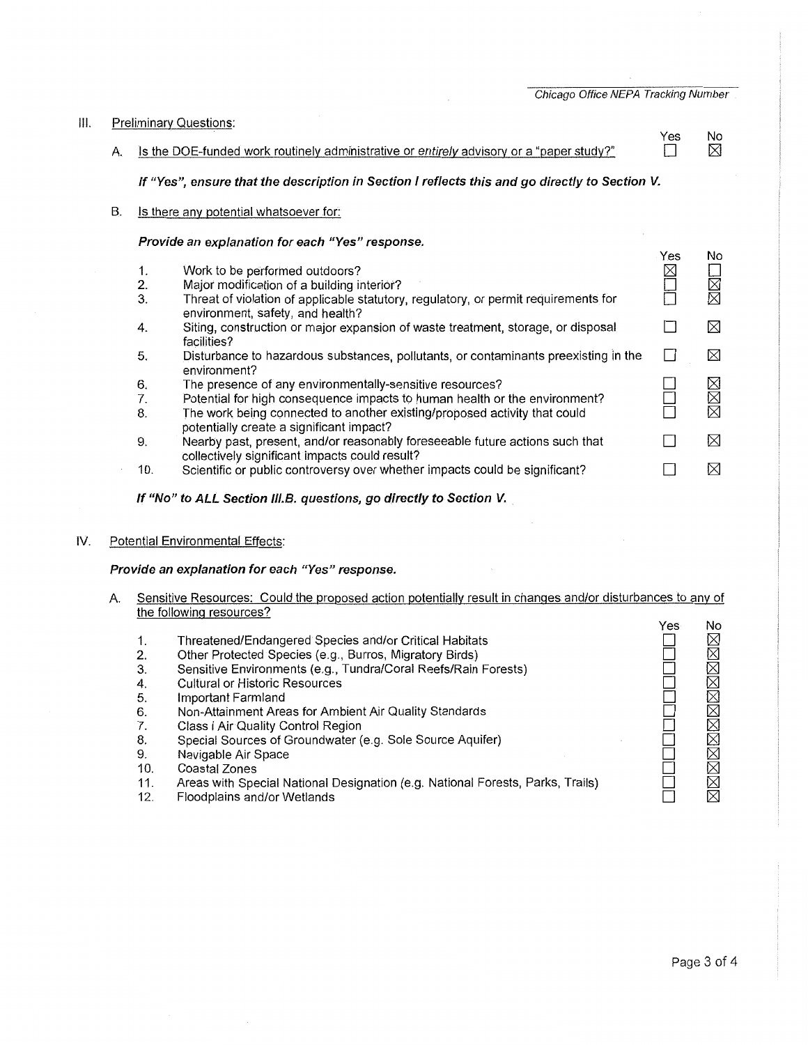Chicago Office NEPA Tracking Number

## III. Preliminary Questions:

A. Is the DOE-funded work routinely administrative or *entirely* advisory or a "paper study?"

| | Yes | No |
|---|---|---|
| A. Is the DOE-funded work routinely administrative or *entirely* advisory or a "paper study?" | ☐ | ☒ |

***If "Yes", ensure that the description in Section I reflects this and go directly to Section V.***

B. Is there any potential whatsoever for:

***Provide an explanation for each "Yes" response.***

| | | Yes | No |
|---|---|---|---|
| 1. | Work to be performed outdoors? | ☒ | ☐ |
| 2. | Major modification of a building interior? | ☐ | ☒ |
| 3. | Threat of violation of applicable statutory, regulatory, or permit requirements for environment, safety, and health? | ☐ | ☒ |
| 4. | Siting, construction or major expansion of waste treatment, storage, or disposal facilities? | ☐ | ☒ |
| 5. | Disturbance to hazardous substances, pollutants, or contaminants preexisting in the environment? | ☐ | ☒ |
| 6. | The presence of any environmentally-sensitive resources? | ☐ | ☒ |
| 7. | Potential for high consequence impacts to human health or the environment? | ☐ | ☒ |
| 8. | The work being connected to another existing/proposed activity that could potentially create a significant impact? | ☐ | ☒ |
| 9. | Nearby past, present, and/or reasonably foreseeable future actions such that collectively significant impacts could result? | ☐ | ☒ |
| 10. | Scientific or public controversy over whether impacts could be significant? | ☐ | ☒ |

***If "No" to ALL Section III.B. questions, go directly to Section V.***

## IV. Potential Environmental Effects:

***Provide an explanation for each "Yes" response.***

A. Sensitive Resources: Could the proposed action potentially result in changes and/or disturbances to any of the following resources?

| | | Yes | No |
|---|---|---|---|
| 1. | Threatened/Endangered Species and/or Critical Habitats | ☐ | ☒ |
| 2. | Other Protected Species (e.g., Burros, Migratory Birds) | ☐ | ☒ |
| 3. | Sensitive Environments (e.g., Tundra/Coral Reefs/Rain Forests) | ☐ | ☒ |
| 4. | Cultural or Historic Resources | ☐ | ☒ |
| 5. | Important Farmland | ☐ | ☒ |
| 6. | Non-Attainment Areas for Ambient Air Quality Standards | ☐ | ☒ |
| 7. | Class I Air Quality Control Region | ☐ | ☒ |
| 8. | Special Sources of Groundwater (e.g. Sole Source Aquifer) | ☐ | ☒ |
| 9. | Navigable Air Space | ☐ | ☒ |
| 10. | Coastal Zones | ☐ | ☒ |
| 11. | Areas with Special National Designation (e.g. National Forests, Parks, Trails) | ☐ | ☒ |
| 12. | Floodplains and/or Wetlands | ☐ | ☒ |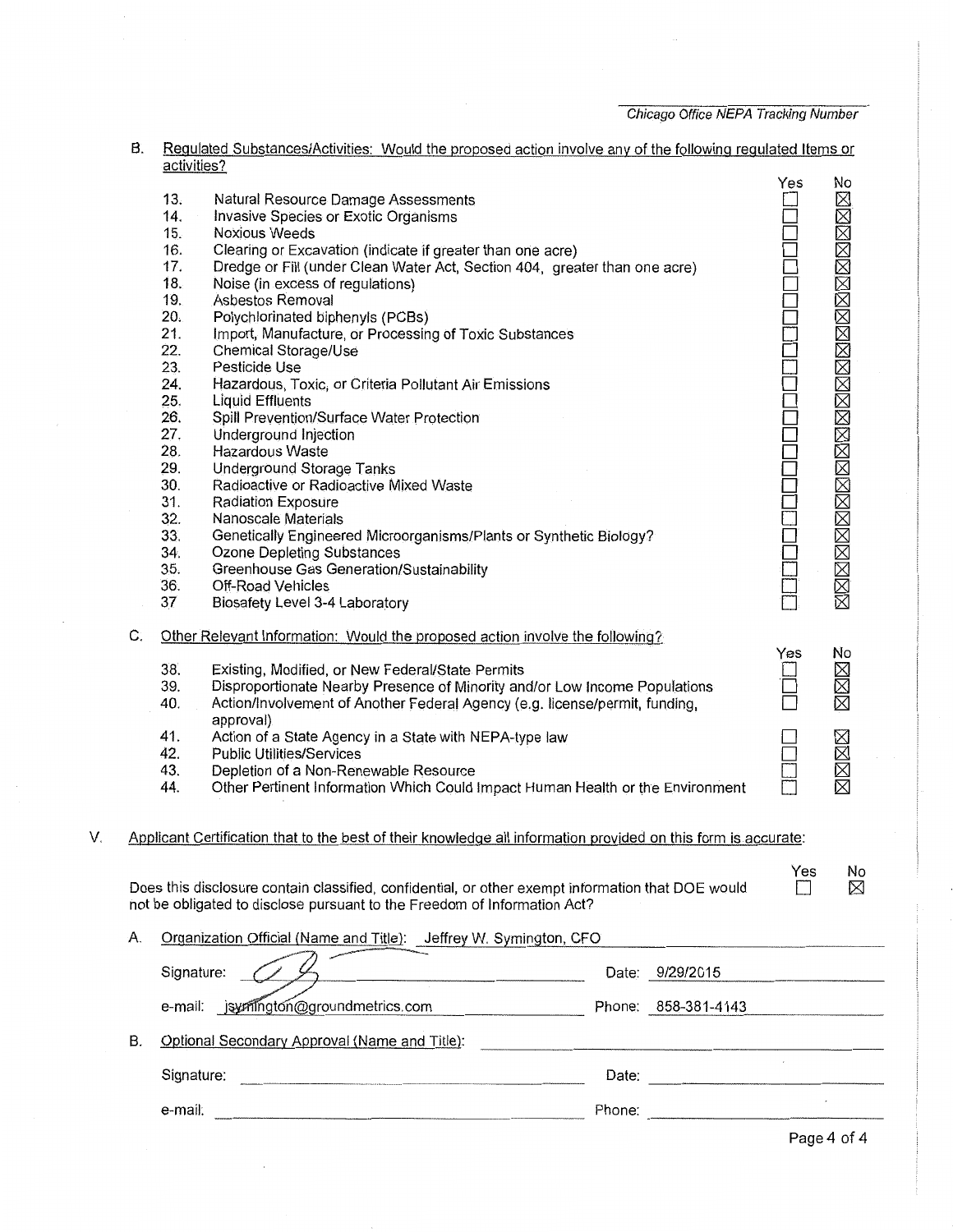*Chicago Office NEPA Tracking Number*

**B. Regulated Substances/Activities: Would the proposed action involve any of the following regulated items or activities?**

| | | Yes | No |
|---|---|---|---|
| 13. | Natural Resource Damage Assessments | ☐ | ☒ |
| 14. | Invasive Species or Exotic Organisms | ☐ | ☒ |
| 15. | Noxious Weeds | ☐ | ☒ |
| 16. | Clearing or Excavation (indicate if greater than one acre) | ☐ | ☒ |
| 17. | Dredge or Fill (under Clean Water Act, Section 404, greater than one acre) | ☐ | ☒ |
| 18. | Noise (in excess of regulations) | ☐ | ☒ |
| 19. | Asbestos Removal | ☐ | ☒ |
| 20. | Polychlorinated biphenyls (PCBs) | ☐ | ☒ |
| 21. | Import, Manufacture, or Processing of Toxic Substances | ☐ | ☒ |
| 22. | Chemical Storage/Use | ☐ | ☒ |
| 23. | Pesticide Use | ☐ | ☒ |
| 24. | Hazardous, Toxic, or Criteria Pollutant Air Emissions | ☐ | ☒ |
| 25. | Liquid Effluents | ☐ | ☒ |
| 26. | Spill Prevention/Surface Water Protection | ☐ | ☒ |
| 27. | Underground Injection | ☐ | ☒ |
| 28. | Hazardous Waste | ☐ | ☒ |
| 29. | Underground Storage Tanks | ☐ | ☒ |
| 30. | Radioactive or Radioactive Mixed Waste | ☐ | ☒ |
| 31. | Radiation Exposure | ☐ | ☒ |
| 32. | Nanoscale Materials | ☐ | ☒ |
| 33. | Genetically Engineered Microorganisms/Plants or Synthetic Biology? | ☐ | ☒ |
| 34. | Ozone Depleting Substances | ☐ | ☒ |
| 35. | Greenhouse Gas Generation/Sustainability | ☐ | ☒ |
| 36. | Off-Road Vehicles | ☐ | ☒ |
| 37 | Biosafety Level 3-4 Laboratory | ☐ | ☒ |

**C. Other Relevant Information: Would the proposed action involve the following?**

| | | Yes | No |
|---|---|---|---|
| 38. | Existing, Modified, or New Federal/State Permits | ☐ | ☒ |
| 39. | Disproportionate Nearby Presence of Minority and/or Low Income Populations | ☐ | ☒ |
| 40. | Action/Involvement of Another Federal Agency (e.g. license/permit, funding, approval) | ☐ | ☒ |
| 41. | Action of a State Agency in a State with NEPA-type law | ☐ | ☒ |
| 42. | Public Utilities/Services | ☐ | ☒ |
| 43. | Depletion of a Non-Renewable Resource | ☐ | ☒ |
| 44. | Other Pertinent Information Which Could Impact Human Health or the Environment | ☐ | ☒ |

**V. Applicant Certification that to the best of their knowledge all information provided on this form is accurate:**

| | Yes | No |
|---|---|---|
| Does this disclosure contain classified, confidential, or other exempt information that DOE would not be obligated to disclose pursuant to the Freedom of Information Act? | ☐ | ☒ |

**A. Organization Official (Name and Title):** Jeffrey W. Symington, CFO

Signature: [signature] Date: 9/29/2015

e-mail: jsymington@groundmetrics.com Phone: 858-381-4143

**B. Optional Secondary Approval (Name and Title):**

Signature: Date:

e-mail: Phone: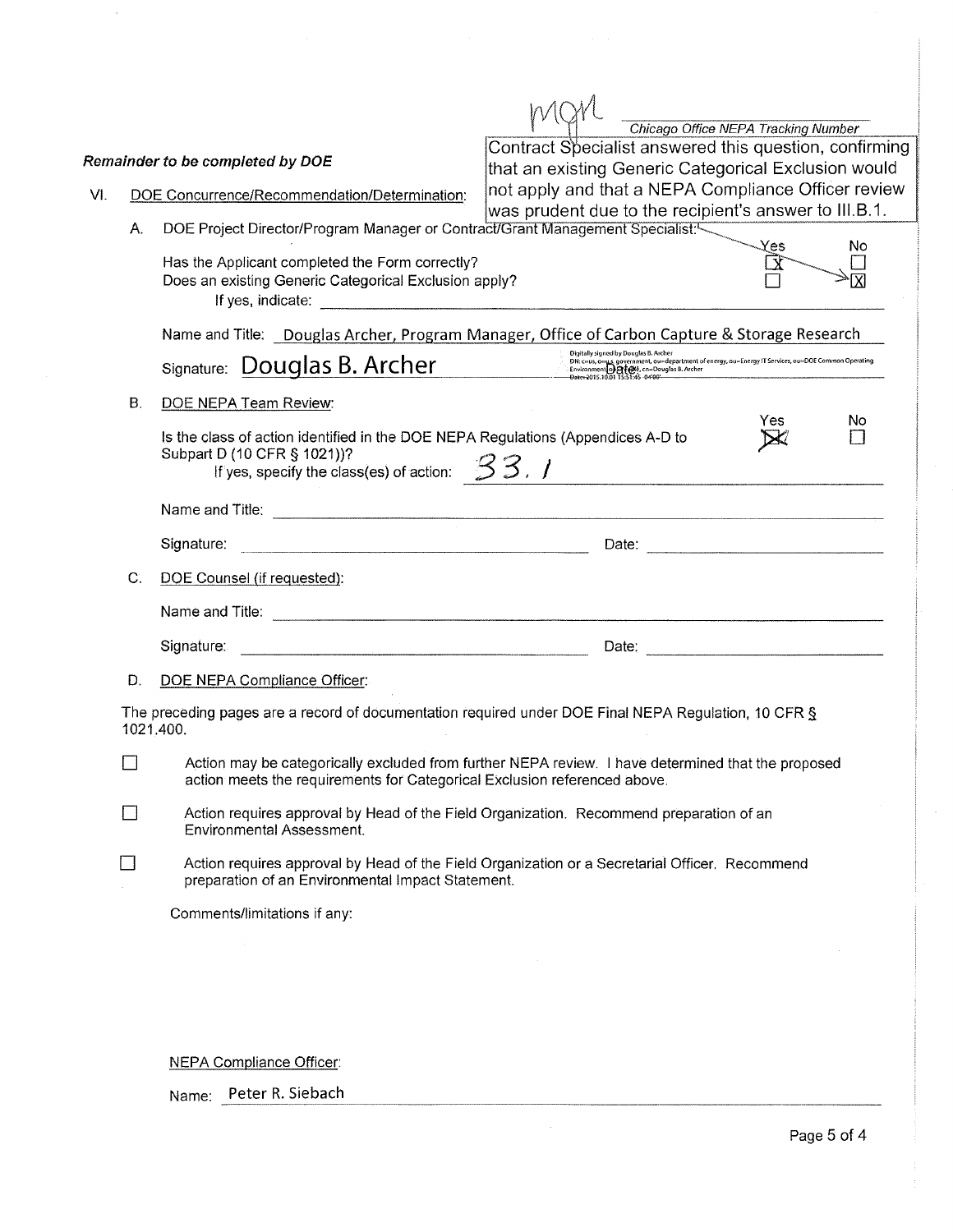MQM

Chicago Office NEPA Tracking Number

***Remainder to be completed by DOE***

Contract Specialist answered this question, confirming that an existing Generic Categorical Exclusion would not apply and that a NEPA Compliance Officer review was prudent due to the recipient's answer to III.B.1.

VI. DOE Concurrence/Recommendation/Determination:

A. DOE Project Director/Program Manager or Contract/Grant Management Specialist:

| | Yes | No |
|---|---|---|
| Has the Applicant completed the Form correctly? | ☒ | ☐ |
| Does an existing Generic Categorical Exclusion apply? | ☐ | ☒ |

If yes, indicate: ______

Name and Title: Douglas Archer, Program Manager, Office of Carbon Capture & Storage Research

Signature: Douglas B. Archer — Digitally signed by Douglas B. Archer DN: c=us, o=u.s. government, ou=department of energy, ou=Energy IT Services, ou=DOE Common Operating Environment, ou=people, cn=Douglas B. Archer Date: 2015.10.01 15:51:45 -04'00'

Date:

B. DOE NEPA Team Review:

| | Yes | No |
|---|---|---|
| Is the class of action identified in the DOE NEPA Regulations (Appendices A-D to Subpart D (10 CFR § 1021))? | ☒ | ☐ |

If yes, specify the class(es) of action: 33.1

Name and Title: ______

Signature: ______ Date: ______

C. DOE Counsel (if requested):

Name and Title: ______

Signature: ______ Date: ______

D. DOE NEPA Compliance Officer:

The preceding pages are a record of documentation required under DOE Final NEPA Regulation, 10 CFR § 1021.400.

☐ Action may be categorically excluded from further NEPA review. I have determined that the proposed action meets the requirements for Categorical Exclusion referenced above.

☐ Action requires approval by Head of the Field Organization. Recommend preparation of an Environmental Assessment.

☐ Action requires approval by Head of the Field Organization or a Secretarial Officer. Recommend preparation of an Environmental Impact Statement.

Comments/limitations if any:

NEPA Compliance Officer:

Name: Peter R. Siebach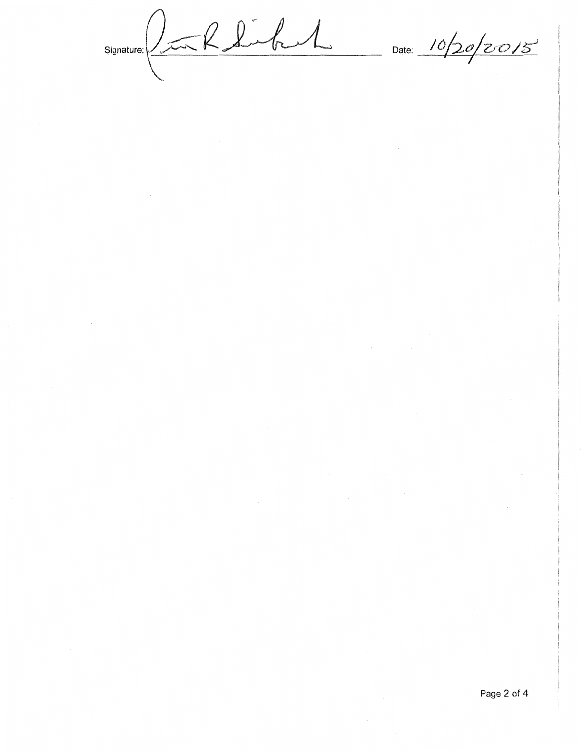Signature: Peter R Siebert Date: 10/20/2015